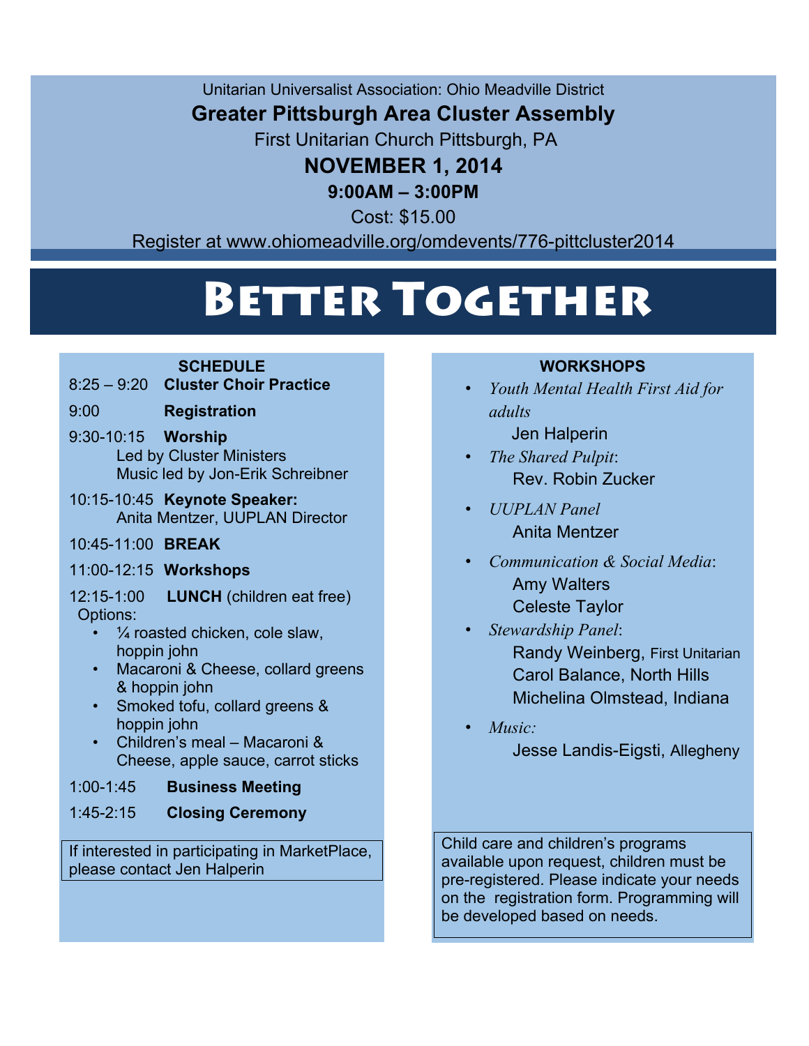Unitarian Universalist Association: Ohio Meadville District

## Greater Pittsburgh Area Cluster Assembly

First Unitarian Church Pittsburgh, PA

**NOVEMBER 1, 2014**

**9:00AM – 3:00PM**

Cost: $15.00

Register at www.ohiomeadville.org/omdevents/776-pittcluster2014

# Better Together

### SCHEDULE

8:25 – 9:20 **Cluster Choir Practice**

9:00 **Registration**

9:30-10:15 **Worship**
Led by Cluster Ministers
Music led by Jon-Erik Schreibner

10:15-10:45 **Keynote Speaker:**
Anita Mentzer, UUPLAN Director

10:45-11:00 **BREAK**

11:00-12:15 **Workshops**

12:15-1:00 **LUNCH** (children eat free)
Options:

- ¼ roasted chicken, cole slaw, hoppin john
- Macaroni & Cheese, collard greens & hoppin john
- Smoked tofu, collard greens & hoppin john
- Children's meal – Macaroni & Cheese, apple sauce, carrot sticks

1:00-1:45 **Business Meeting**

1:45-2:15 **Closing Ceremony**

If interested in participating in MarketPlace, please contact Jen Halperin

### WORKSHOPS

- *Youth Mental Health First Aid for adults*
  Jen Halperin
- *The Shared Pulpit*:
  Rev. Robin Zucker
- *UUPLAN Panel*
  Anita Mentzer
- *Communication & Social Media*:
  Amy Walters
  Celeste Taylor
- *Stewardship Panel*:
  Randy Weinberg, First Unitarian
  Carol Balance, North Hills
  Michelina Olmstead, Indiana
- *Music:*
  Jesse Landis-Eigsti, Allegheny

Child care and children's programs available upon request, children must be pre-registered. Please indicate your needs on the registration form. Programming will be developed based on needs.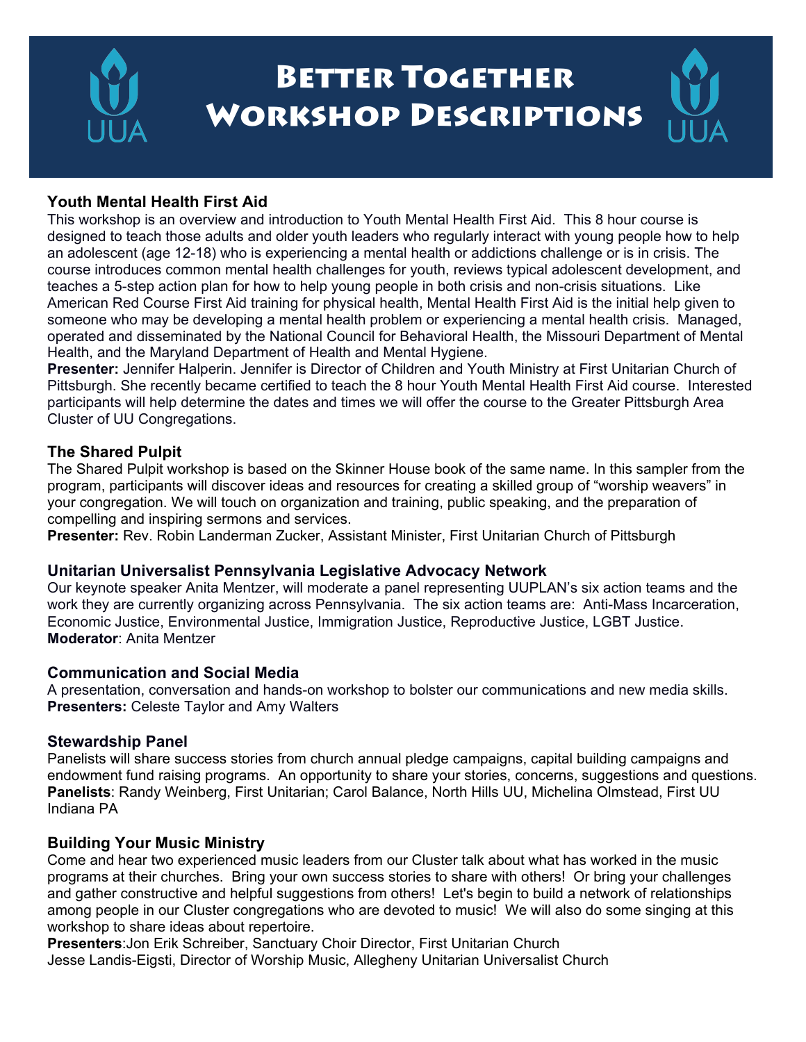# Better Together Workshop Descriptions

### Youth Mental Health First Aid

This workshop is an overview and introduction to Youth Mental Health First Aid. This 8 hour course is designed to teach those adults and older youth leaders who regularly interact with young people how to help an adolescent (age 12-18) who is experiencing a mental health or addictions challenge or is in crisis. The course introduces common mental health challenges for youth, reviews typical adolescent development, and teaches a 5-step action plan for how to help young people in both crisis and non-crisis situations. Like American Red Course First Aid training for physical health, Mental Health First Aid is the initial help given to someone who may be developing a mental health problem or experiencing a mental health crisis. Managed, operated and disseminated by the National Council for Behavioral Health, the Missouri Department of Mental Health, and the Maryland Department of Health and Mental Hygiene.

**Presenter:** Jennifer Halperin. Jennifer is Director of Children and Youth Ministry at First Unitarian Church of Pittsburgh. She recently became certified to teach the 8 hour Youth Mental Health First Aid course. Interested participants will help determine the dates and times we will offer the course to the Greater Pittsburgh Area Cluster of UU Congregations.

### The Shared Pulpit

The Shared Pulpit workshop is based on the Skinner House book of the same name. In this sampler from the program, participants will discover ideas and resources for creating a skilled group of "worship weavers" in your congregation. We will touch on organization and training, public speaking, and the preparation of compelling and inspiring sermons and services.

**Presenter:** Rev. Robin Landerman Zucker, Assistant Minister, First Unitarian Church of Pittsburgh

### Unitarian Universalist Pennsylvania Legislative Advocacy Network

Our keynote speaker Anita Mentzer, will moderate a panel representing UUPLAN's six action teams and the work they are currently organizing across Pennsylvania. The six action teams are: Anti-Mass Incarceration, Economic Justice, Environmental Justice, Immigration Justice, Reproductive Justice, LGBT Justice.

**Moderator**: Anita Mentzer

### Communication and Social Media

A presentation, conversation and hands-on workshop to bolster our communications and new media skills.

**Presenters:** Celeste Taylor and Amy Walters

### Stewardship Panel

Panelists will share success stories from church annual pledge campaigns, capital building campaigns and endowment fund raising programs. An opportunity to share your stories, concerns, suggestions and questions.

**Panelists**: Randy Weinberg, First Unitarian; Carol Balance, North Hills UU, Michelina Olmstead, First UU Indiana PA

### Building Your Music Ministry

Come and hear two experienced music leaders from our Cluster talk about what has worked in the music programs at their churches. Bring your own success stories to share with others! Or bring your challenges and gather constructive and helpful suggestions from others! Let's begin to build a network of relationships among people in our Cluster congregations who are devoted to music! We will also do some singing at this workshop to share ideas about repertoire.

**Presenters**:Jon Erik Schreiber, Sanctuary Choir Director, First Unitarian Church
Jesse Landis-Eigsti, Director of Worship Music, Allegheny Unitarian Universalist Church